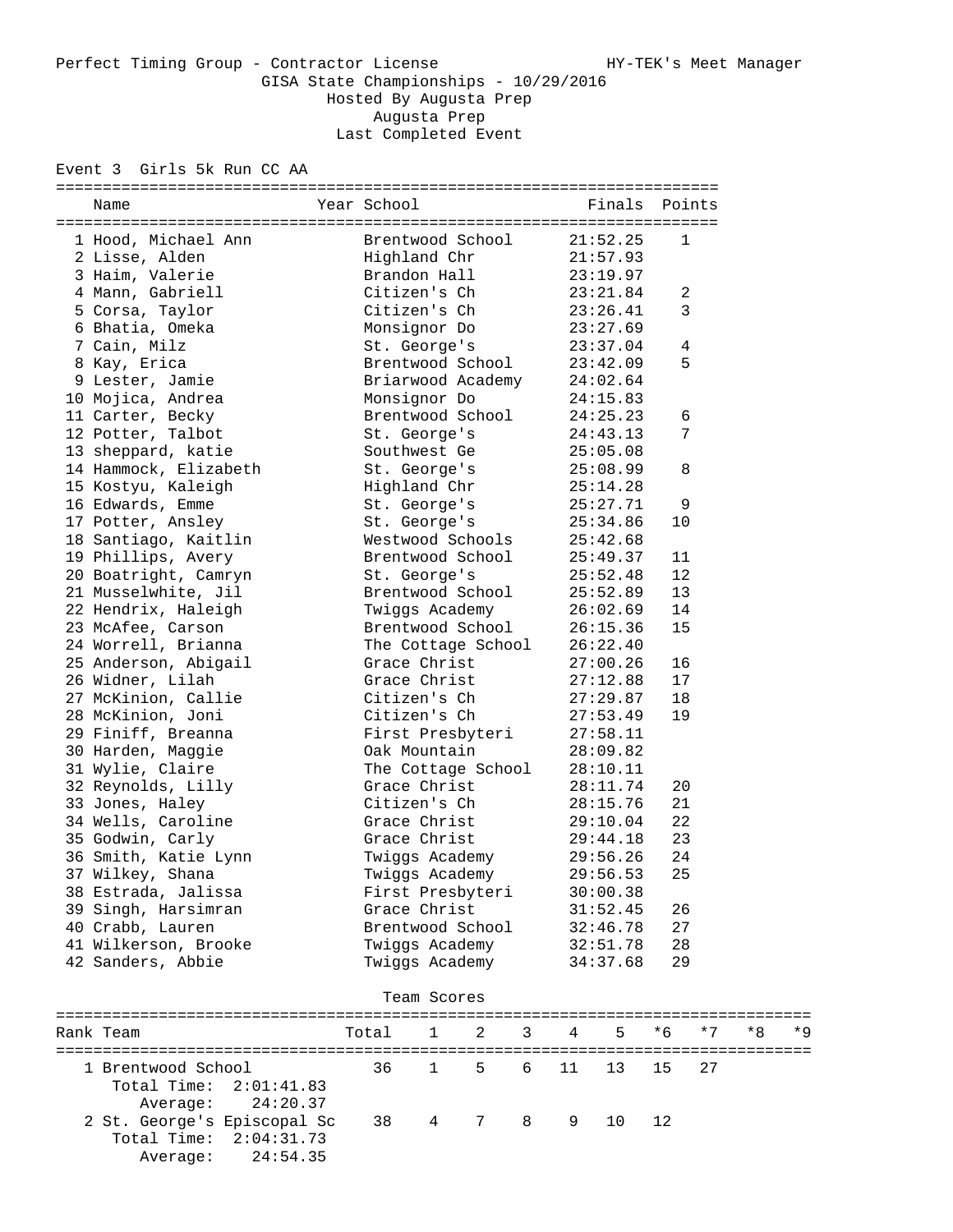Perfect Timing Group - Contractor License HY-TEK's Meet Manager

GISA State Championships - 10/29/2016

Hosted By Augusta Prep

Augusta Prep

Last Completed Event

## Event 3 Girls 5k Run CC AA

| | Name | Year | School | Finals | Points |
|---|---|---|---|---|---|
| 1 | Hood, Michael Ann | | Brentwood School | 21:52.25 | 1 |
| 2 | Lisse, Alden | | Highland Chr | 21:57.93 | |
| 3 | Haim, Valerie | | Brandon Hall | 23:19.97 | |
| 4 | Mann, Gabriell | | Citizen's Ch | 23:21.84 | 2 |
| 5 | Corsa, Taylor | | Citizen's Ch | 23:26.41 | 3 |
| 6 | Bhatia, Omeka | | Monsignor Do | 23:27.69 | |
| 7 | Cain, Milz | | St. George's | 23:37.04 | 4 |
| 8 | Kay, Erica | | Brentwood School | 23:42.09 | 5 |
| 9 | Lester, Jamie | | Briarwood Academy | 24:02.64 | |
| 10 | Mojica, Andrea | | Monsignor Do | 24:15.83 | |
| 11 | Carter, Becky | | Brentwood School | 24:25.23 | 6 |
| 12 | Potter, Talbot | | St. George's | 24:43.13 | 7 |
| 13 | sheppard, katie | | Southwest Ge | 25:05.08 | |
| 14 | Hammock, Elizabeth | | St. George's | 25:08.99 | 8 |
| 15 | Kostyu, Kaleigh | | Highland Chr | 25:14.28 | |
| 16 | Edwards, Emme | | St. George's | 25:27.71 | 9 |
| 17 | Potter, Ansley | | St. George's | 25:34.86 | 10 |
| 18 | Santiago, Kaitlin | | Westwood Schools | 25:42.68 | |
| 19 | Phillips, Avery | | Brentwood School | 25:49.37 | 11 |
| 20 | Boatright, Camryn | | St. George's | 25:52.48 | 12 |
| 21 | Musselwhite, Jil | | Brentwood School | 25:52.89 | 13 |
| 22 | Hendrix, Haleigh | | Twiggs Academy | 26:02.69 | 14 |
| 23 | McAfee, Carson | | Brentwood School | 26:15.36 | 15 |
| 24 | Worrell, Brianna | | The Cottage School | 26:22.40 | |
| 25 | Anderson, Abigail | | Grace Christ | 27:00.26 | 16 |
| 26 | Widner, Lilah | | Grace Christ | 27:12.88 | 17 |
| 27 | McKinion, Callie | | Citizen's Ch | 27:29.87 | 18 |
| 28 | McKinion, Joni | | Citizen's Ch | 27:53.49 | 19 |
| 29 | Finiff, Breanna | | First Presbyteri | 27:58.11 | |
| 30 | Harden, Maggie | | Oak Mountain | 28:09.82 | |
| 31 | Wylie, Claire | | The Cottage School | 28:10.11 | |
| 32 | Reynolds, Lilly | | Grace Christ | 28:11.74 | 20 |
| 33 | Jones, Haley | | Citizen's Ch | 28:15.76 | 21 |
| 34 | Wells, Caroline | | Grace Christ | 29:10.04 | 22 |
| 35 | Godwin, Carly | | Grace Christ | 29:44.18 | 23 |
| 36 | Smith, Katie Lynn | | Twiggs Academy | 29:56.26 | 24 |
| 37 | Wilkey, Shana | | Twiggs Academy | 29:56.53 | 25 |
| 38 | Estrada, Jalissa | | First Presbyteri | 30:00.38 | |
| 39 | Singh, Harsimran | | Grace Christ | 31:52.45 | 26 |
| 40 | Crabb, Lauren | | Brentwood School | 32:46.78 | 27 |
| 41 | Wilkerson, Brooke | | Twiggs Academy | 32:51.78 | 28 |
| 42 | Sanders, Abbie | | Twiggs Academy | 34:37.68 | 29 |

### Team Scores

| Rank | Team | Total | 1 | 2 | 3 | 4 | 5 | *6 | *7 | *8 | *9 |
|---|---|---|---|---|---|---|---|---|---|---|---|
| 1 | Brentwood School | 36 | 1 | 5 | 6 | 11 | 13 | 15 | 27 | | |
| | Total Time: 2:01:41.83 | | | | | | | | | | |
| | Average: 24:20.37 | | | | | | | | | | |
| 2 | St. George's Episcopal Sc | 38 | 4 | 7 | 8 | 9 | 10 | 12 | | | |
| | Total Time: 2:04:31.73 | | | | | | | | | | |
| | Average: 24:54.35 | | | | | | | | | | |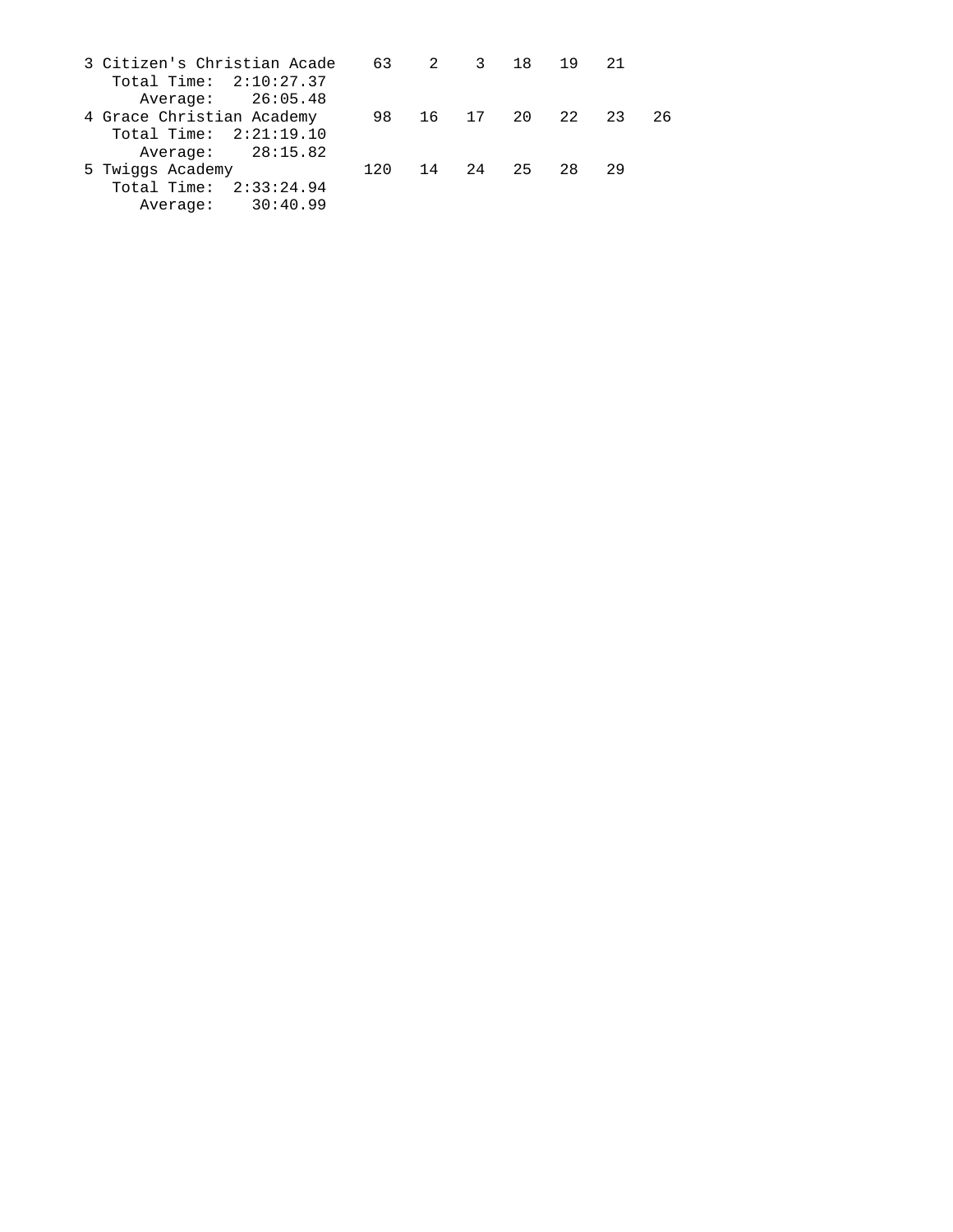```
3 Citizen's Christian Acade    63    2    3   18   19   21
   Total Time:  2:10:27.37
      Average:    26:05.48
4 Grace Christian Academy      98   16   17   20   22   23   26
   Total Time:  2:21:19.10
      Average:    28:15.82
5 Twiggs Academy              120   14   24   25   28   29
   Total Time:  2:33:24.94
      Average:    30:40.99
```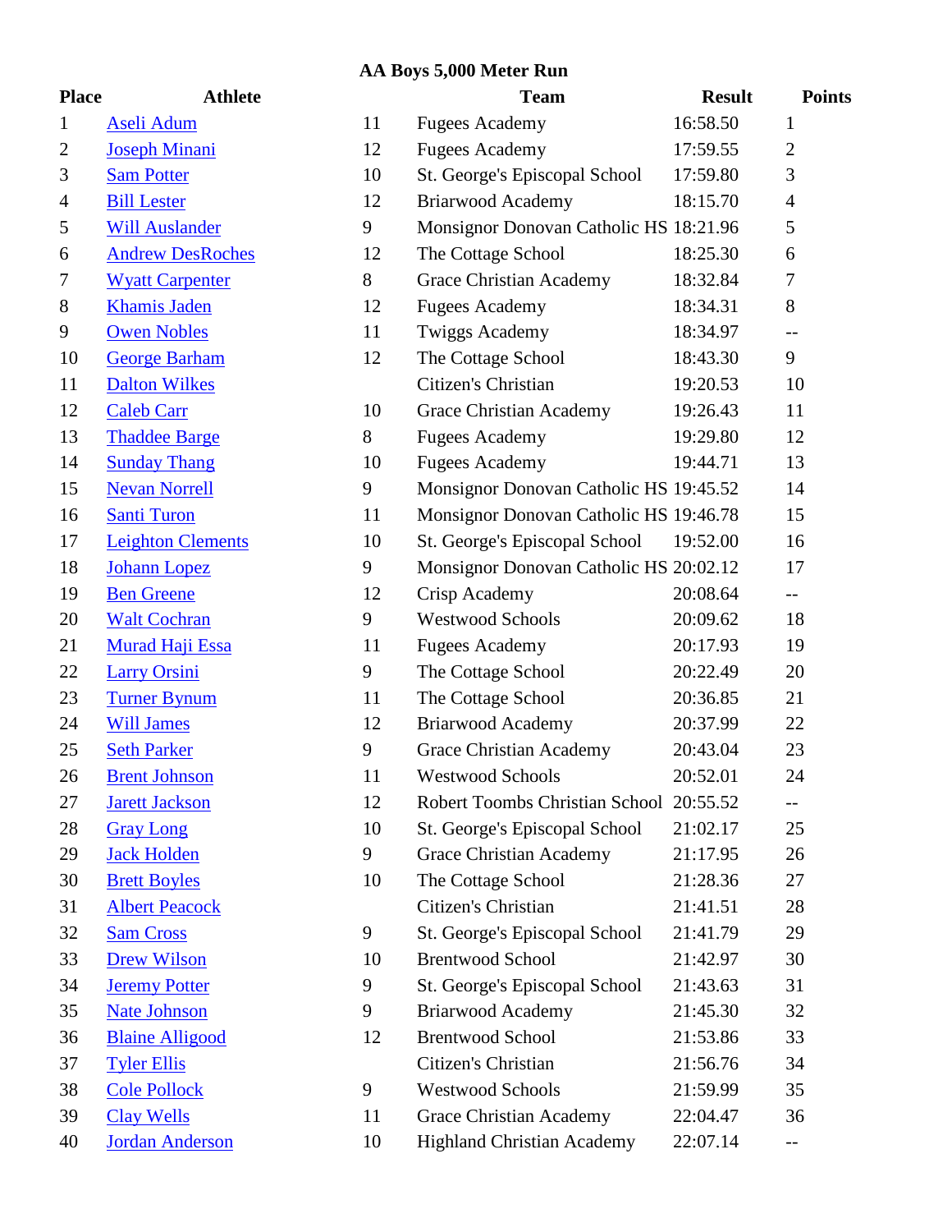## AA Boys 5,000 Meter Run

| Place | Athlete | | Team | Result | Points |
|---|---|---|---|---|---|
| 1 | Aseli Adum | 11 | Fugees Academy | 16:58.50 | 1 |
| 2 | Joseph Minani | 12 | Fugees Academy | 17:59.55 | 2 |
| 3 | Sam Potter | 10 | St. George's Episcopal School | 17:59.80 | 3 |
| 4 | Bill Lester | 12 | Briarwood Academy | 18:15.70 | 4 |
| 5 | Will Auslander | 9 | Monsignor Donovan Catholic HS | 18:21.96 | 5 |
| 6 | Andrew DesRoches | 12 | The Cottage School | 18:25.30 | 6 |
| 7 | Wyatt Carpenter | 8 | Grace Christian Academy | 18:32.84 | 7 |
| 8 | Khamis Jaden | 12 | Fugees Academy | 18:34.31 | 8 |
| 9 | Owen Nobles | 11 | Twiggs Academy | 18:34.97 | -- |
| 10 | George Barham | 12 | The Cottage School | 18:43.30 | 9 |
| 11 | Dalton Wilkes | | Citizen's Christian | 19:20.53 | 10 |
| 12 | Caleb Carr | 10 | Grace Christian Academy | 19:26.43 | 11 |
| 13 | Thaddee Barge | 8 | Fugees Academy | 19:29.80 | 12 |
| 14 | Sunday Thang | 10 | Fugees Academy | 19:44.71 | 13 |
| 15 | Nevan Norrell | 9 | Monsignor Donovan Catholic HS | 19:45.52 | 14 |
| 16 | Santi Turon | 11 | Monsignor Donovan Catholic HS | 19:46.78 | 15 |
| 17 | Leighton Clements | 10 | St. George's Episcopal School | 19:52.00 | 16 |
| 18 | Johann Lopez | 9 | Monsignor Donovan Catholic HS | 20:02.12 | 17 |
| 19 | Ben Greene | 12 | Crisp Academy | 20:08.64 | -- |
| 20 | Walt Cochran | 9 | Westwood Schools | 20:09.62 | 18 |
| 21 | Murad Haji Essa | 11 | Fugees Academy | 20:17.93 | 19 |
| 22 | Larry Orsini | 9 | The Cottage School | 20:22.49 | 20 |
| 23 | Turner Bynum | 11 | The Cottage School | 20:36.85 | 21 |
| 24 | Will James | 12 | Briarwood Academy | 20:37.99 | 22 |
| 25 | Seth Parker | 9 | Grace Christian Academy | 20:43.04 | 23 |
| 26 | Brent Johnson | 11 | Westwood Schools | 20:52.01 | 24 |
| 27 | Jarett Jackson | 12 | Robert Toombs Christian School | 20:55.52 | -- |
| 28 | Gray Long | 10 | St. George's Episcopal School | 21:02.17 | 25 |
| 29 | Jack Holden | 9 | Grace Christian Academy | 21:17.95 | 26 |
| 30 | Brett Boyles | 10 | The Cottage School | 21:28.36 | 27 |
| 31 | Albert Peacock | | Citizen's Christian | 21:41.51 | 28 |
| 32 | Sam Cross | 9 | St. George's Episcopal School | 21:41.79 | 29 |
| 33 | Drew Wilson | 10 | Brentwood School | 21:42.97 | 30 |
| 34 | Jeremy Potter | 9 | St. George's Episcopal School | 21:43.63 | 31 |
| 35 | Nate Johnson | 9 | Briarwood Academy | 21:45.30 | 32 |
| 36 | Blaine Alligood | 12 | Brentwood School | 21:53.86 | 33 |
| 37 | Tyler Ellis | | Citizen's Christian | 21:56.76 | 34 |
| 38 | Cole Pollock | 9 | Westwood Schools | 21:59.99 | 35 |
| 39 | Clay Wells | 11 | Grace Christian Academy | 22:04.47 | 36 |
| 40 | Jordan Anderson | 10 | Highland Christian Academy | 22:07.14 | -- |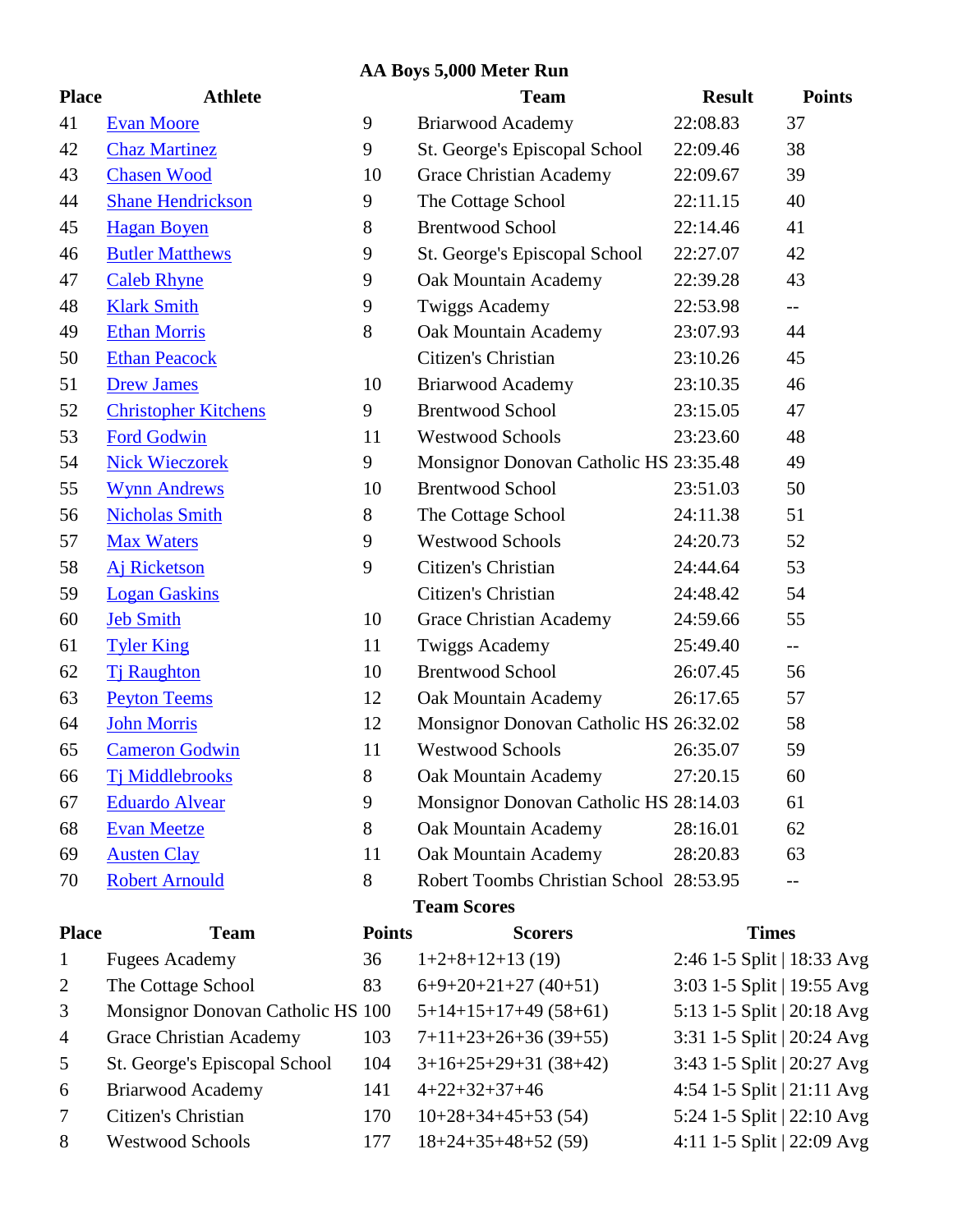### AA Boys 5,000 Meter Run

| Place | Athlete | | Team | Result | Points |
|---|---|---|---|---|---|
| 41 | Evan Moore | 9 | Briarwood Academy | 22:08.83 | 37 |
| 42 | Chaz Martinez | 9 | St. George's Episcopal School | 22:09.46 | 38 |
| 43 | Chasen Wood | 10 | Grace Christian Academy | 22:09.67 | 39 |
| 44 | Shane Hendrickson | 9 | The Cottage School | 22:11.15 | 40 |
| 45 | Hagan Boyen | 8 | Brentwood School | 22:14.46 | 41 |
| 46 | Butler Matthews | 9 | St. George's Episcopal School | 22:27.07 | 42 |
| 47 | Caleb Rhyne | 9 | Oak Mountain Academy | 22:39.28 | 43 |
| 48 | Klark Smith | 9 | Twiggs Academy | 22:53.98 | -- |
| 49 | Ethan Morris | 8 | Oak Mountain Academy | 23:07.93 | 44 |
| 50 | Ethan Peacock | | Citizen's Christian | 23:10.26 | 45 |
| 51 | Drew James | 10 | Briarwood Academy | 23:10.35 | 46 |
| 52 | Christopher Kitchens | 9 | Brentwood School | 23:15.05 | 47 |
| 53 | Ford Godwin | 11 | Westwood Schools | 23:23.60 | 48 |
| 54 | Nick Wieczorek | 9 | Monsignor Donovan Catholic HS | 23:35.48 | 49 |
| 55 | Wynn Andrews | 10 | Brentwood School | 23:51.03 | 50 |
| 56 | Nicholas Smith | 8 | The Cottage School | 24:11.38 | 51 |
| 57 | Max Waters | 9 | Westwood Schools | 24:20.73 | 52 |
| 58 | Aj Ricketson | 9 | Citizen's Christian | 24:44.64 | 53 |
| 59 | Logan Gaskins | | Citizen's Christian | 24:48.42 | 54 |
| 60 | Jeb Smith | 10 | Grace Christian Academy | 24:59.66 | 55 |
| 61 | Tyler King | 11 | Twiggs Academy | 25:49.40 | -- |
| 62 | Tj Raughton | 10 | Brentwood School | 26:07.45 | 56 |
| 63 | Peyton Teems | 12 | Oak Mountain Academy | 26:17.65 | 57 |
| 64 | John Morris | 12 | Monsignor Donovan Catholic HS | 26:32.02 | 58 |
| 65 | Cameron Godwin | 11 | Westwood Schools | 26:35.07 | 59 |
| 66 | Tj Middlebrooks | 8 | Oak Mountain Academy | 27:20.15 | 60 |
| 67 | Eduardo Alvear | 9 | Monsignor Donovan Catholic HS | 28:14.03 | 61 |
| 68 | Evan Meetze | 8 | Oak Mountain Academy | 28:16.01 | 62 |
| 69 | Austen Clay | 11 | Oak Mountain Academy | 28:20.83 | 63 |
| 70 | Robert Arnould | 8 | Robert Toombs Christian School | 28:53.95 | -- |

### Team Scores

| Place | Team | Points | Scorers | Times |
|---|---|---|---|---|
| 1 | Fugees Academy | 36 | 1+2+8+12+13 (19) | 2:46 1-5 Split \| 18:33 Avg |
| 2 | The Cottage School | 83 | 6+9+20+21+27 (40+51) | 3:03 1-5 Split \| 19:55 Avg |
| 3 | Monsignor Donovan Catholic HS | 100 | 5+14+15+17+49 (58+61) | 5:13 1-5 Split \| 20:18 Avg |
| 4 | Grace Christian Academy | 103 | 7+11+23+26+36 (39+55) | 3:31 1-5 Split \| 20:24 Avg |
| 5 | St. George's Episcopal School | 104 | 3+16+25+29+31 (38+42) | 3:43 1-5 Split \| 20:27 Avg |
| 6 | Briarwood Academy | 141 | 4+22+32+37+46 | 4:54 1-5 Split \| 21:11 Avg |
| 7 | Citizen's Christian | 170 | 10+28+34+45+53 (54) | 5:24 1-5 Split \| 22:10 Avg |
| 8 | Westwood Schools | 177 | 18+24+35+48+52 (59) | 4:11 1-5 Split \| 22:09 Avg |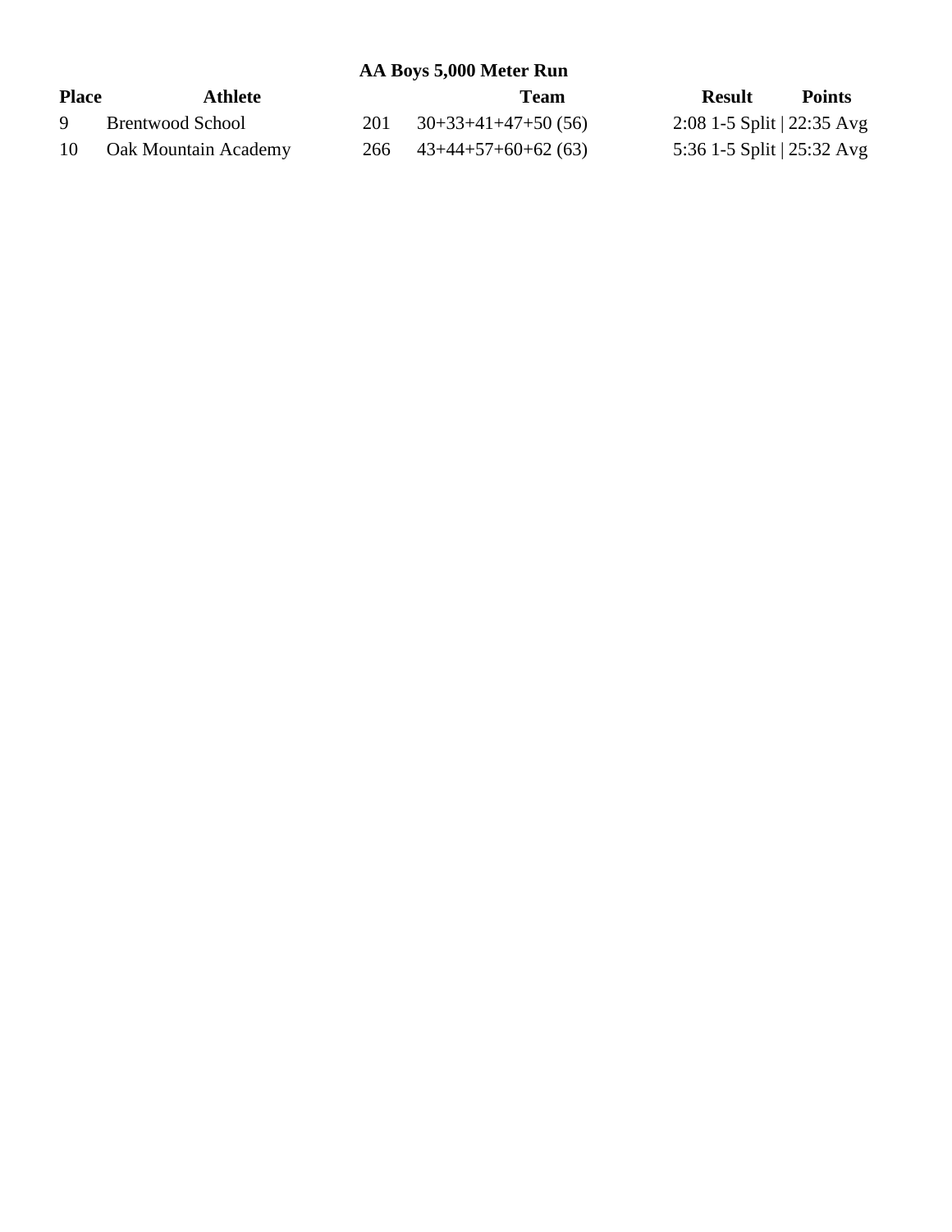### AA Boys 5,000 Meter Run

| Place | Athlete | | Team | Result | Points |
|---|---|---|---|---|---|
| 9 | Brentwood School | 201 | 30+33+41+47+50 (56) | 2:08 1-5 Split \| 22:35 Avg | |
| 10 | Oak Mountain Academy | 266 | 43+44+57+60+62 (63) | 5:36 1-5 Split \| 25:32 Avg | |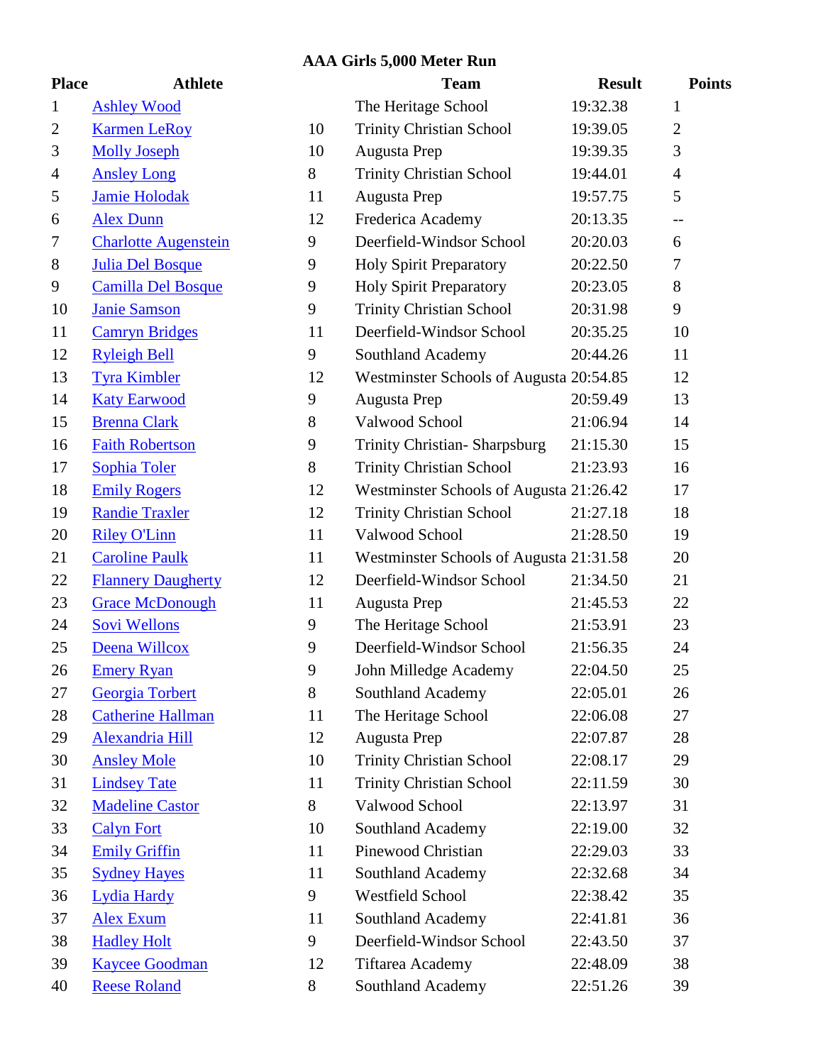### AAA Girls 5,000 Meter Run

| Place | Athlete | | Team | Result | Points |
|---|---|---|---|---|---|
| 1 | Ashley Wood | | The Heritage School | 19:32.38 | 1 |
| 2 | Karmen LeRoy | 10 | Trinity Christian School | 19:39.05 | 2 |
| 3 | Molly Joseph | 10 | Augusta Prep | 19:39.35 | 3 |
| 4 | Ansley Long | 8 | Trinity Christian School | 19:44.01 | 4 |
| 5 | Jamie Holodak | 11 | Augusta Prep | 19:57.75 | 5 |
| 6 | Alex Dunn | 12 | Frederica Academy | 20:13.35 | -- |
| 7 | Charlotte Augenstein | 9 | Deerfield-Windsor School | 20:20.03 | 6 |
| 8 | Julia Del Bosque | 9 | Holy Spirit Preparatory | 20:22.50 | 7 |
| 9 | Camilla Del Bosque | 9 | Holy Spirit Preparatory | 20:23.05 | 8 |
| 10 | Janie Samson | 9 | Trinity Christian School | 20:31.98 | 9 |
| 11 | Camryn Bridges | 11 | Deerfield-Windsor School | 20:35.25 | 10 |
| 12 | Ryleigh Bell | 9 | Southland Academy | 20:44.26 | 11 |
| 13 | Tyra Kimbler | 12 | Westminster Schools of Augusta | 20:54.85 | 12 |
| 14 | Katy Earwood | 9 | Augusta Prep | 20:59.49 | 13 |
| 15 | Brenna Clark | 8 | Valwood School | 21:06.94 | 14 |
| 16 | Faith Robertson | 9 | Trinity Christian- Sharpsburg | 21:15.30 | 15 |
| 17 | Sophia Toler | 8 | Trinity Christian School | 21:23.93 | 16 |
| 18 | Emily Rogers | 12 | Westminster Schools of Augusta | 21:26.42 | 17 |
| 19 | Randie Traxler | 12 | Trinity Christian School | 21:27.18 | 18 |
| 20 | Riley O'Linn | 11 | Valwood School | 21:28.50 | 19 |
| 21 | Caroline Paulk | 11 | Westminster Schools of Augusta | 21:31.58 | 20 |
| 22 | Flannery Daugherty | 12 | Deerfield-Windsor School | 21:34.50 | 21 |
| 23 | Grace McDonough | 11 | Augusta Prep | 21:45.53 | 22 |
| 24 | Sovi Wellons | 9 | The Heritage School | 21:53.91 | 23 |
| 25 | Deena Willcox | 9 | Deerfield-Windsor School | 21:56.35 | 24 |
| 26 | Emery Ryan | 9 | John Milledge Academy | 22:04.50 | 25 |
| 27 | Georgia Torbert | 8 | Southland Academy | 22:05.01 | 26 |
| 28 | Catherine Hallman | 11 | The Heritage School | 22:06.08 | 27 |
| 29 | Alexandria Hill | 12 | Augusta Prep | 22:07.87 | 28 |
| 30 | Ansley Mole | 10 | Trinity Christian School | 22:08.17 | 29 |
| 31 | Lindsey Tate | 11 | Trinity Christian School | 22:11.59 | 30 |
| 32 | Madeline Castor | 8 | Valwood School | 22:13.97 | 31 |
| 33 | Calyn Fort | 10 | Southland Academy | 22:19.00 | 32 |
| 34 | Emily Griffin | 11 | Pinewood Christian | 22:29.03 | 33 |
| 35 | Sydney Hayes | 11 | Southland Academy | 22:32.68 | 34 |
| 36 | Lydia Hardy | 9 | Westfield School | 22:38.42 | 35 |
| 37 | Alex Exum | 11 | Southland Academy | 22:41.81 | 36 |
| 38 | Hadley Holt | 9 | Deerfield-Windsor School | 22:43.50 | 37 |
| 39 | Kaycee Goodman | 12 | Tiftarea Academy | 22:48.09 | 38 |
| 40 | Reese Roland | 8 | Southland Academy | 22:51.26 | 39 |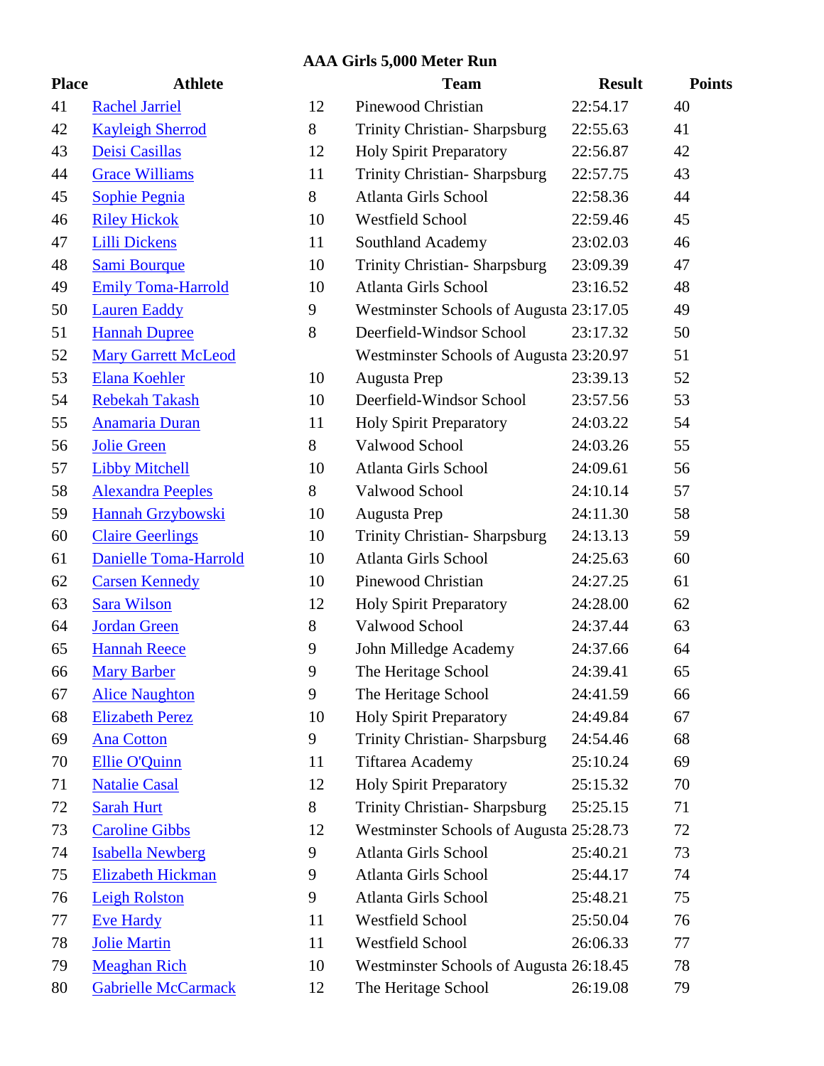## AAA Girls 5,000 Meter Run

| Place | Athlete | | Team | Result | Points |
|---|---|---|---|---|---|
| 41 | Rachel Jarriel | 12 | Pinewood Christian | 22:54.17 | 40 |
| 42 | Kayleigh Sherrod | 8 | Trinity Christian- Sharpsburg | 22:55.63 | 41 |
| 43 | Deisi Casillas | 12 | Holy Spirit Preparatory | 22:56.87 | 42 |
| 44 | Grace Williams | 11 | Trinity Christian- Sharpsburg | 22:57.75 | 43 |
| 45 | Sophie Pegnia | 8 | Atlanta Girls School | 22:58.36 | 44 |
| 46 | Riley Hickok | 10 | Westfield School | 22:59.46 | 45 |
| 47 | Lilli Dickens | 11 | Southland Academy | 23:02.03 | 46 |
| 48 | Sami Bourque | 10 | Trinity Christian- Sharpsburg | 23:09.39 | 47 |
| 49 | Emily Toma-Harrold | 10 | Atlanta Girls School | 23:16.52 | 48 |
| 50 | Lauren Eaddy | 9 | Westminster Schools of Augusta | 23:17.05 | 49 |
| 51 | Hannah Dupree | 8 | Deerfield-Windsor School | 23:17.32 | 50 |
| 52 | Mary Garrett McLeod | | Westminster Schools of Augusta | 23:20.97 | 51 |
| 53 | Elana Koehler | 10 | Augusta Prep | 23:39.13 | 52 |
| 54 | Rebekah Takash | 10 | Deerfield-Windsor School | 23:57.56 | 53 |
| 55 | Anamaria Duran | 11 | Holy Spirit Preparatory | 24:03.22 | 54 |
| 56 | Jolie Green | 8 | Valwood School | 24:03.26 | 55 |
| 57 | Libby Mitchell | 10 | Atlanta Girls School | 24:09.61 | 56 |
| 58 | Alexandra Peeples | 8 | Valwood School | 24:10.14 | 57 |
| 59 | Hannah Grzybowski | 10 | Augusta Prep | 24:11.30 | 58 |
| 60 | Claire Geerlings | 10 | Trinity Christian- Sharpsburg | 24:13.13 | 59 |
| 61 | Danielle Toma-Harrold | 10 | Atlanta Girls School | 24:25.63 | 60 |
| 62 | Carsen Kennedy | 10 | Pinewood Christian | 24:27.25 | 61 |
| 63 | Sara Wilson | 12 | Holy Spirit Preparatory | 24:28.00 | 62 |
| 64 | Jordan Green | 8 | Valwood School | 24:37.44 | 63 |
| 65 | Hannah Reece | 9 | John Milledge Academy | 24:37.66 | 64 |
| 66 | Mary Barber | 9 | The Heritage School | 24:39.41 | 65 |
| 67 | Alice Naughton | 9 | The Heritage School | 24:41.59 | 66 |
| 68 | Elizabeth Perez | 10 | Holy Spirit Preparatory | 24:49.84 | 67 |
| 69 | Ana Cotton | 9 | Trinity Christian- Sharpsburg | 24:54.46 | 68 |
| 70 | Ellie O'Quinn | 11 | Tiftarea Academy | 25:10.24 | 69 |
| 71 | Natalie Casal | 12 | Holy Spirit Preparatory | 25:15.32 | 70 |
| 72 | Sarah Hurt | 8 | Trinity Christian- Sharpsburg | 25:25.15 | 71 |
| 73 | Caroline Gibbs | 12 | Westminster Schools of Augusta | 25:28.73 | 72 |
| 74 | Isabella Newberg | 9 | Atlanta Girls School | 25:40.21 | 73 |
| 75 | Elizabeth Hickman | 9 | Atlanta Girls School | 25:44.17 | 74 |
| 76 | Leigh Rolston | 9 | Atlanta Girls School | 25:48.21 | 75 |
| 77 | Eve Hardy | 11 | Westfield School | 25:50.04 | 76 |
| 78 | Jolie Martin | 11 | Westfield School | 26:06.33 | 77 |
| 79 | Meaghan Rich | 10 | Westminster Schools of Augusta | 26:18.45 | 78 |
| 80 | Gabrielle McCarmack | 12 | The Heritage School | 26:19.08 | 79 |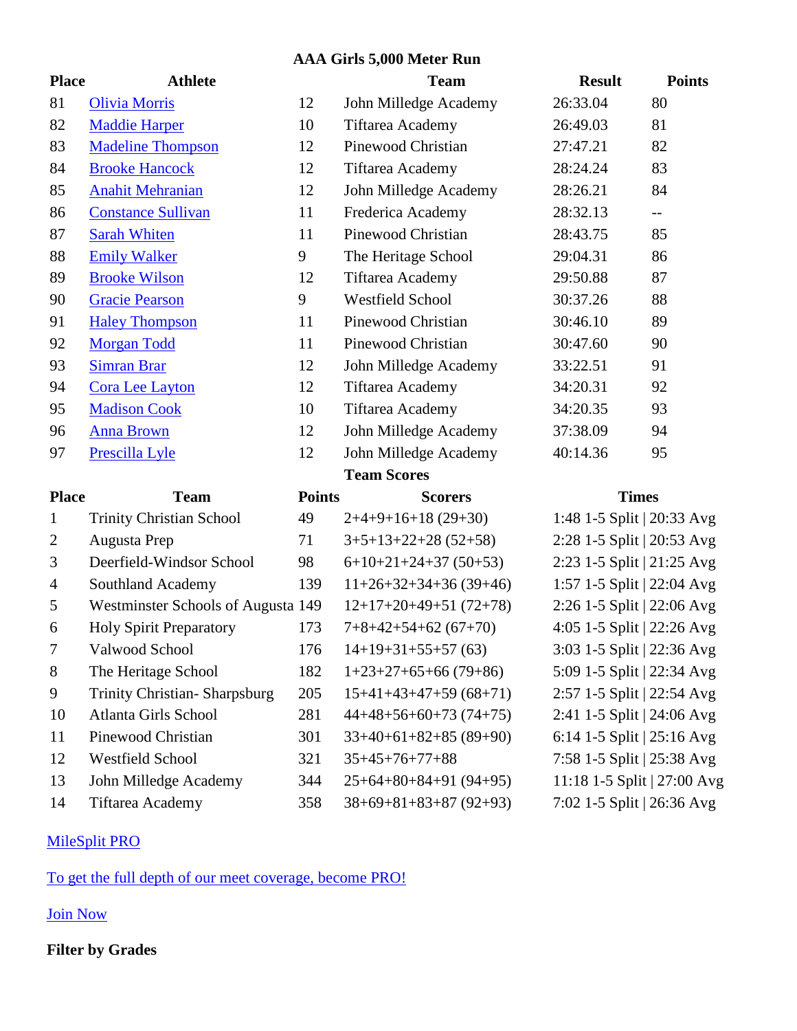**AAA Girls 5,000 Meter Run**

| Place | Athlete | | Team | Result | Points |
|---|---|---|---|---|---|
| 81 | Olivia Morris | 12 | John Milledge Academy | 26:33.04 | 80 |
| 82 | Maddie Harper | 10 | Tiftarea Academy | 26:49.03 | 81 |
| 83 | Madeline Thompson | 12 | Pinewood Christian | 27:47.21 | 82 |
| 84 | Brooke Hancock | 12 | Tiftarea Academy | 28:24.24 | 83 |
| 85 | Anahit Mehranian | 12 | John Milledge Academy | 28:26.21 | 84 |
| 86 | Constance Sullivan | 11 | Frederica Academy | 28:32.13 | -- |
| 87 | Sarah Whiten | 11 | Pinewood Christian | 28:43.75 | 85 |
| 88 | Emily Walker | 9 | The Heritage School | 29:04.31 | 86 |
| 89 | Brooke Wilson | 12 | Tiftarea Academy | 29:50.88 | 87 |
| 90 | Gracie Pearson | 9 | Westfield School | 30:37.26 | 88 |
| 91 | Haley Thompson | 11 | Pinewood Christian | 30:46.10 | 89 |
| 92 | Morgan Todd | 11 | Pinewood Christian | 30:47.60 | 90 |
| 93 | Simran Brar | 12 | John Milledge Academy | 33:22.51 | 91 |
| 94 | Cora Lee Layton | 12 | Tiftarea Academy | 34:20.31 | 92 |
| 95 | Madison Cook | 10 | Tiftarea Academy | 34:20.35 | 93 |
| 96 | Anna Brown | 12 | John Milledge Academy | 37:38.09 | 94 |
| 97 | Prescilla Lyle | 12 | John Milledge Academy | 40:14.36 | 95 |

**Team Scores**

| Place | Team | Points | Scorers | Times |
|---|---|---|---|---|
| 1 | Trinity Christian School | 49 | 2+4+9+16+18 (29+30) | 1:48 1-5 Split \| 20:33 Avg |
| 2 | Augusta Prep | 71 | 3+5+13+22+28 (52+58) | 2:28 1-5 Split \| 20:53 Avg |
| 3 | Deerfield-Windsor School | 98 | 6+10+21+24+37 (50+53) | 2:23 1-5 Split \| 21:25 Avg |
| 4 | Southland Academy | 139 | 11+26+32+34+36 (39+46) | 1:57 1-5 Split \| 22:04 Avg |
| 5 | Westminster Schools of Augusta | 149 | 12+17+20+49+51 (72+78) | 2:26 1-5 Split \| 22:06 Avg |
| 6 | Holy Spirit Preparatory | 173 | 7+8+42+54+62 (67+70) | 4:05 1-5 Split \| 22:26 Avg |
| 7 | Valwood School | 176 | 14+19+31+55+57 (63) | 3:03 1-5 Split \| 22:36 Avg |
| 8 | The Heritage School | 182 | 1+23+27+65+66 (79+86) | 5:09 1-5 Split \| 22:34 Avg |
| 9 | Trinity Christian- Sharpsburg | 205 | 15+41+43+47+59 (68+71) | 2:57 1-5 Split \| 22:54 Avg |
| 10 | Atlanta Girls School | 281 | 44+48+56+60+73 (74+75) | 2:41 1-5 Split \| 24:06 Avg |
| 11 | Pinewood Christian | 301 | 33+40+61+82+85 (89+90) | 6:14 1-5 Split \| 25:16 Avg |
| 12 | Westfield School | 321 | 35+45+76+77+88 | 7:58 1-5 Split \| 25:38 Avg |
| 13 | John Milledge Academy | 344 | 25+64+80+84+91 (94+95) | 11:18 1-5 Split \| 27:00 Avg |
| 14 | Tiftarea Academy | 358 | 38+69+81+83+87 (92+93) | 7:02 1-5 Split \| 26:36 Avg |

MileSplit PRO

To get the full depth of our meet coverage, become PRO!

Join Now

**Filter by Grades**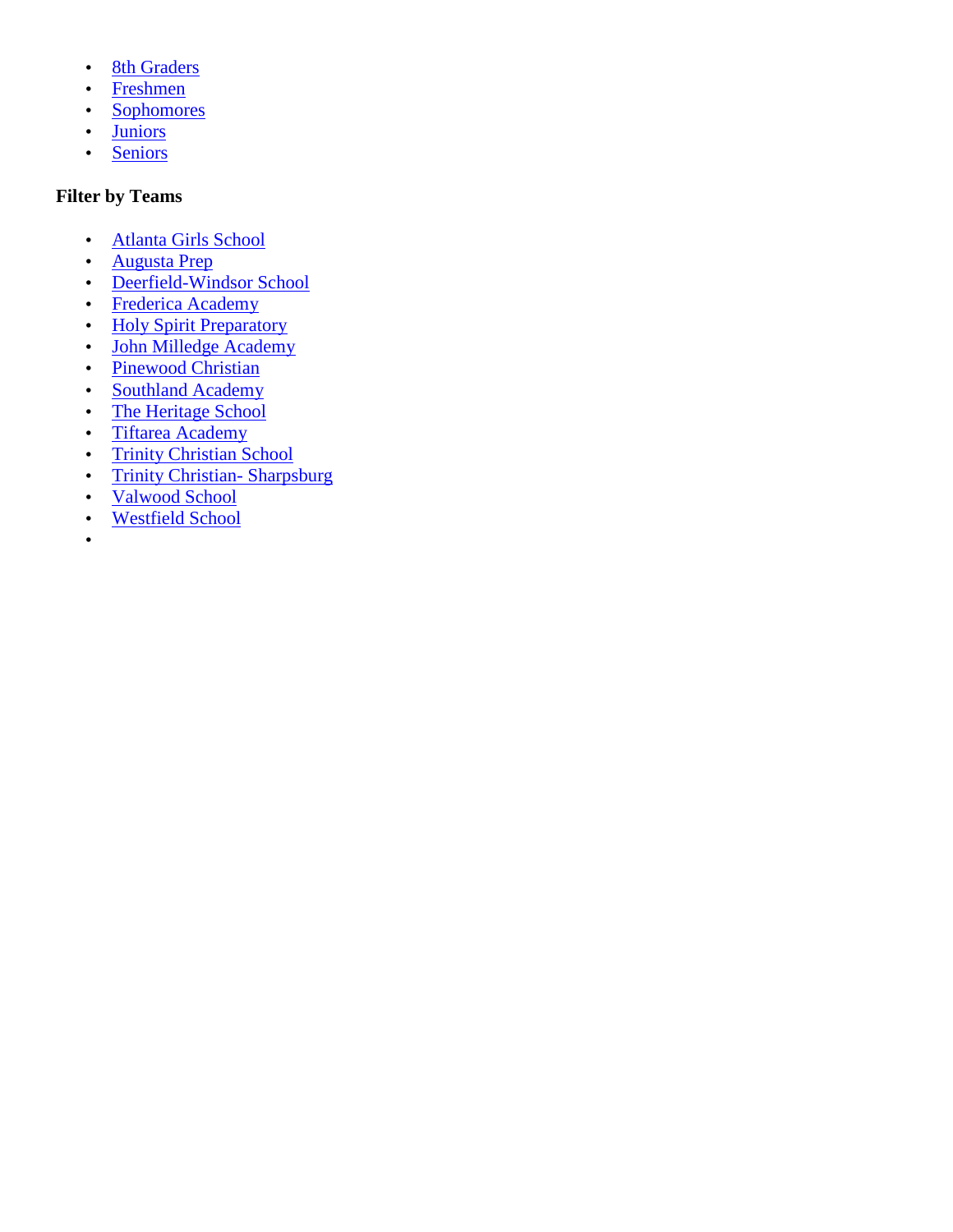- 8th Graders
- Freshmen
- Sophomores
- Juniors
- Seniors

**Filter by Teams**

- Atlanta Girls School
- Augusta Prep
- Deerfield-Windsor School
- Frederica Academy
- Holy Spirit Preparatory
- John Milledge Academy
- Pinewood Christian
- Southland Academy
- The Heritage School
- Tiftarea Academy
- Trinity Christian School
- Trinity Christian- Sharpsburg
- Valwood School
- Westfield School
-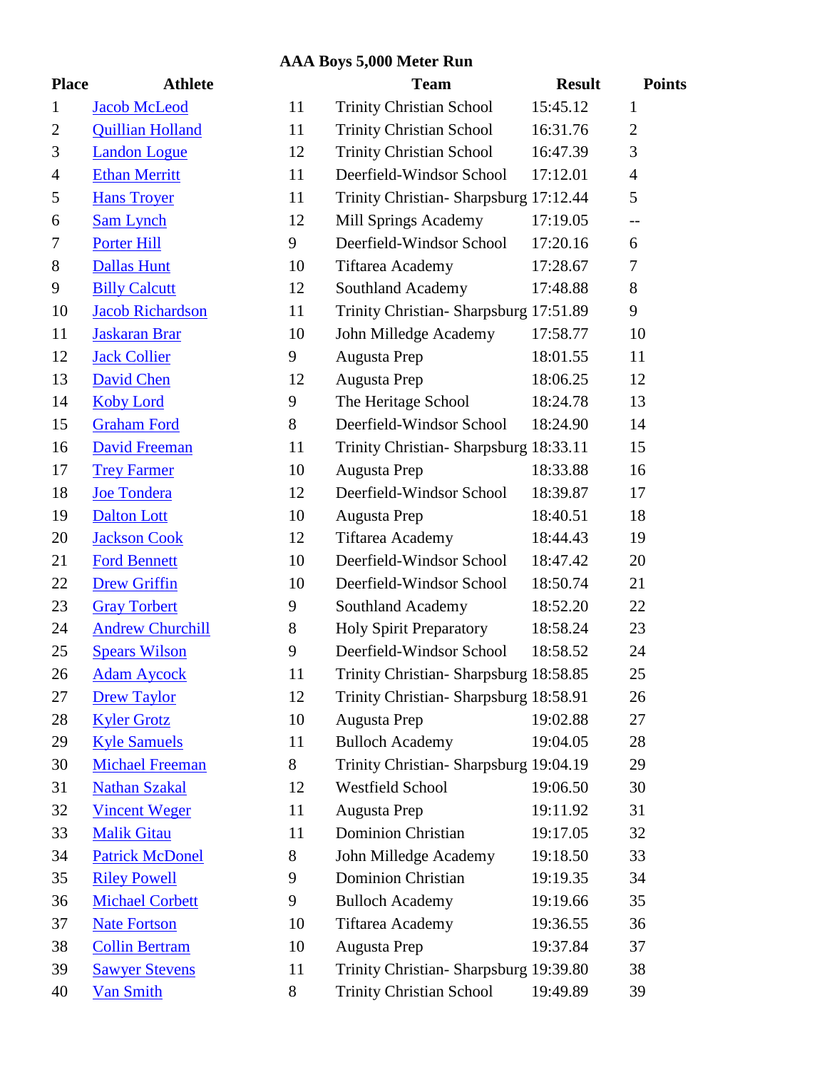### AAA Boys 5,000 Meter Run

| Place | Athlete | | Team | Result | Points |
|---|---|---|---|---|---|
| 1 | Jacob McLeod | 11 | Trinity Christian School | 15:45.12 | 1 |
| 2 | Quillian Holland | 11 | Trinity Christian School | 16:31.76 | 2 |
| 3 | Landon Logue | 12 | Trinity Christian School | 16:47.39 | 3 |
| 4 | Ethan Merritt | 11 | Deerfield-Windsor School | 17:12.01 | 4 |
| 5 | Hans Troyer | 11 | Trinity Christian- Sharpsburg | 17:12.44 | 5 |
| 6 | Sam Lynch | 12 | Mill Springs Academy | 17:19.05 | -- |
| 7 | Porter Hill | 9 | Deerfield-Windsor School | 17:20.16 | 6 |
| 8 | Dallas Hunt | 10 | Tiftarea Academy | 17:28.67 | 7 |
| 9 | Billy Calcutt | 12 | Southland Academy | 17:48.88 | 8 |
| 10 | Jacob Richardson | 11 | Trinity Christian- Sharpsburg | 17:51.89 | 9 |
| 11 | Jaskaran Brar | 10 | John Milledge Academy | 17:58.77 | 10 |
| 12 | Jack Collier | 9 | Augusta Prep | 18:01.55 | 11 |
| 13 | David Chen | 12 | Augusta Prep | 18:06.25 | 12 |
| 14 | Koby Lord | 9 | The Heritage School | 18:24.78 | 13 |
| 15 | Graham Ford | 8 | Deerfield-Windsor School | 18:24.90 | 14 |
| 16 | David Freeman | 11 | Trinity Christian- Sharpsburg | 18:33.11 | 15 |
| 17 | Trey Farmer | 10 | Augusta Prep | 18:33.88 | 16 |
| 18 | Joe Tondera | 12 | Deerfield-Windsor School | 18:39.87 | 17 |
| 19 | Dalton Lott | 10 | Augusta Prep | 18:40.51 | 18 |
| 20 | Jackson Cook | 12 | Tiftarea Academy | 18:44.43 | 19 |
| 21 | Ford Bennett | 10 | Deerfield-Windsor School | 18:47.42 | 20 |
| 22 | Drew Griffin | 10 | Deerfield-Windsor School | 18:50.74 | 21 |
| 23 | Gray Torbert | 9 | Southland Academy | 18:52.20 | 22 |
| 24 | Andrew Churchill | 8 | Holy Spirit Preparatory | 18:58.24 | 23 |
| 25 | Spears Wilson | 9 | Deerfield-Windsor School | 18:58.52 | 24 |
| 26 | Adam Aycock | 11 | Trinity Christian- Sharpsburg | 18:58.85 | 25 |
| 27 | Drew Taylor | 12 | Trinity Christian- Sharpsburg | 18:58.91 | 26 |
| 28 | Kyler Grotz | 10 | Augusta Prep | 19:02.88 | 27 |
| 29 | Kyle Samuels | 11 | Bulloch Academy | 19:04.05 | 28 |
| 30 | Michael Freeman | 8 | Trinity Christian- Sharpsburg | 19:04.19 | 29 |
| 31 | Nathan Szakal | 12 | Westfield School | 19:06.50 | 30 |
| 32 | Vincent Weger | 11 | Augusta Prep | 19:11.92 | 31 |
| 33 | Malik Gitau | 11 | Dominion Christian | 19:17.05 | 32 |
| 34 | Patrick McDonel | 8 | John Milledge Academy | 19:18.50 | 33 |
| 35 | Riley Powell | 9 | Dominion Christian | 19:19.35 | 34 |
| 36 | Michael Corbett | 9 | Bulloch Academy | 19:19.66 | 35 |
| 37 | Nate Fortson | 10 | Tiftarea Academy | 19:36.55 | 36 |
| 38 | Collin Bertram | 10 | Augusta Prep | 19:37.84 | 37 |
| 39 | Sawyer Stevens | 11 | Trinity Christian- Sharpsburg | 19:39.80 | 38 |
| 40 | Van Smith | 8 | Trinity Christian School | 19:49.89 | 39 |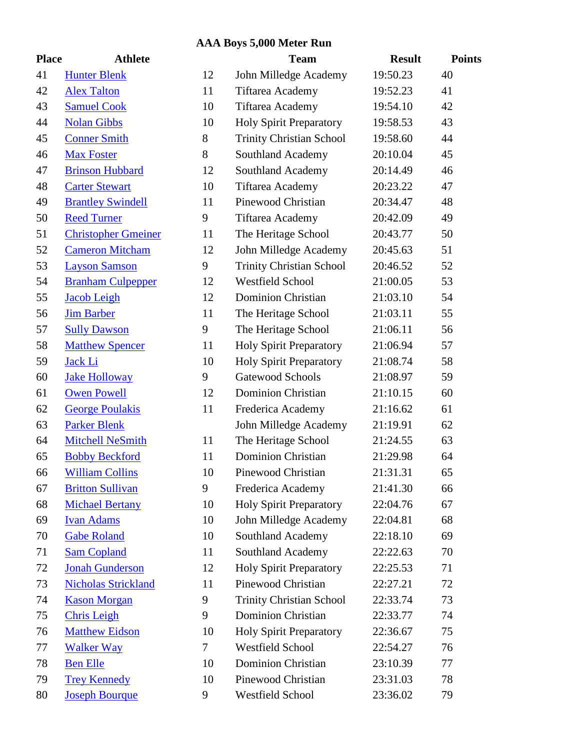## AAA Boys 5,000 Meter Run

| Place | Athlete | | Team | Result | Points |
|---|---|---|---|---|---|
| 41 | Hunter Blenk | 12 | John Milledge Academy | 19:50.23 | 40 |
| 42 | Alex Talton | 11 | Tiftarea Academy | 19:52.23 | 41 |
| 43 | Samuel Cook | 10 | Tiftarea Academy | 19:54.10 | 42 |
| 44 | Nolan Gibbs | 10 | Holy Spirit Preparatory | 19:58.53 | 43 |
| 45 | Conner Smith | 8 | Trinity Christian School | 19:58.60 | 44 |
| 46 | Max Foster | 8 | Southland Academy | 20:10.04 | 45 |
| 47 | Brinson Hubbard | 12 | Southland Academy | 20:14.49 | 46 |
| 48 | Carter Stewart | 10 | Tiftarea Academy | 20:23.22 | 47 |
| 49 | Brantley Swindell | 11 | Pinewood Christian | 20:34.47 | 48 |
| 50 | Reed Turner | 9 | Tiftarea Academy | 20:42.09 | 49 |
| 51 | Christopher Gmeiner | 11 | The Heritage School | 20:43.77 | 50 |
| 52 | Cameron Mitcham | 12 | John Milledge Academy | 20:45.63 | 51 |
| 53 | Layson Samson | 9 | Trinity Christian School | 20:46.52 | 52 |
| 54 | Branham Culpepper | 12 | Westfield School | 21:00.05 | 53 |
| 55 | Jacob Leigh | 12 | Dominion Christian | 21:03.10 | 54 |
| 56 | Jim Barber | 11 | The Heritage School | 21:03.11 | 55 |
| 57 | Sully Dawson | 9 | The Heritage School | 21:06.11 | 56 |
| 58 | Matthew Spencer | 11 | Holy Spirit Preparatory | 21:06.94 | 57 |
| 59 | Jack Li | 10 | Holy Spirit Preparatory | 21:08.74 | 58 |
| 60 | Jake Holloway | 9 | Gatewood Schools | 21:08.97 | 59 |
| 61 | Owen Powell | 12 | Dominion Christian | 21:10.15 | 60 |
| 62 | George Poulakis | 11 | Frederica Academy | 21:16.62 | 61 |
| 63 | Parker Blenk | | John Milledge Academy | 21:19.91 | 62 |
| 64 | Mitchell NeSmith | 11 | The Heritage School | 21:24.55 | 63 |
| 65 | Bobby Beckford | 11 | Dominion Christian | 21:29.98 | 64 |
| 66 | William Collins | 10 | Pinewood Christian | 21:31.31 | 65 |
| 67 | Britton Sullivan | 9 | Frederica Academy | 21:41.30 | 66 |
| 68 | Michael Bertany | 10 | Holy Spirit Preparatory | 22:04.76 | 67 |
| 69 | Ivan Adams | 10 | John Milledge Academy | 22:04.81 | 68 |
| 70 | Gabe Roland | 10 | Southland Academy | 22:18.10 | 69 |
| 71 | Sam Copland | 11 | Southland Academy | 22:22.63 | 70 |
| 72 | Jonah Gunderson | 12 | Holy Spirit Preparatory | 22:25.53 | 71 |
| 73 | Nicholas Strickland | 11 | Pinewood Christian | 22:27.21 | 72 |
| 74 | Kason Morgan | 9 | Trinity Christian School | 22:33.74 | 73 |
| 75 | Chris Leigh | 9 | Dominion Christian | 22:33.77 | 74 |
| 76 | Matthew Eidson | 10 | Holy Spirit Preparatory | 22:36.67 | 75 |
| 77 | Walker Way | 7 | Westfield School | 22:54.27 | 76 |
| 78 | Ben Elle | 10 | Dominion Christian | 23:10.39 | 77 |
| 79 | Trey Kennedy | 10 | Pinewood Christian | 23:31.03 | 78 |
| 80 | Joseph Bourque | 9 | Westfield School | 23:36.02 | 79 |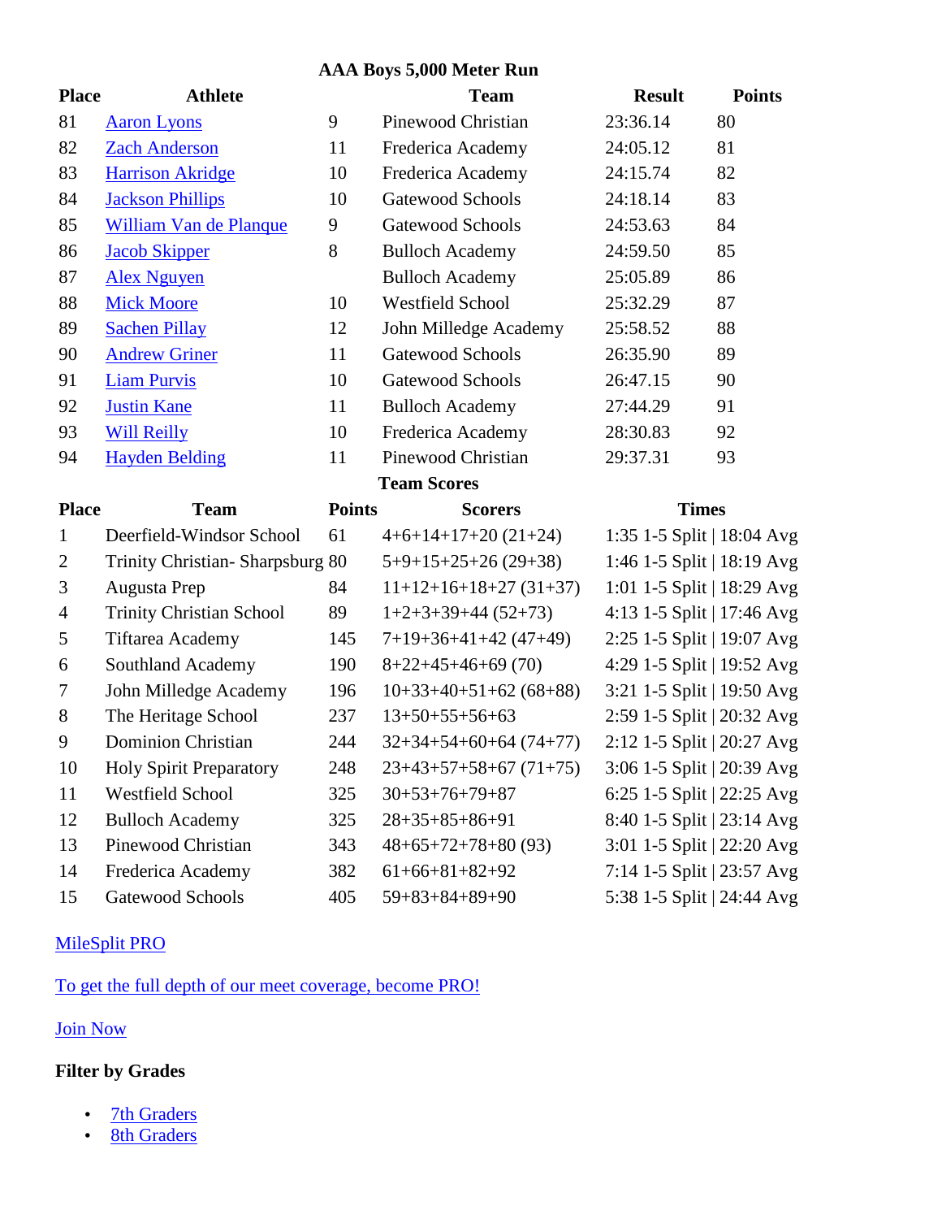### AAA Boys 5,000 Meter Run

| Place | Athlete | | Team | Result | Points |
|---|---|---|---|---|---|
| 81 | Aaron Lyons | 9 | Pinewood Christian | 23:36.14 | 80 |
| 82 | Zach Anderson | 11 | Frederica Academy | 24:05.12 | 81 |
| 83 | Harrison Akridge | 10 | Frederica Academy | 24:15.74 | 82 |
| 84 | Jackson Phillips | 10 | Gatewood Schools | 24:18.14 | 83 |
| 85 | William Van de Planque | 9 | Gatewood Schools | 24:53.63 | 84 |
| 86 | Jacob Skipper | 8 | Bulloch Academy | 24:59.50 | 85 |
| 87 | Alex Nguyen | | Bulloch Academy | 25:05.89 | 86 |
| 88 | Mick Moore | 10 | Westfield School | 25:32.29 | 87 |
| 89 | Sachen Pillay | 12 | John Milledge Academy | 25:58.52 | 88 |
| 90 | Andrew Griner | 11 | Gatewood Schools | 26:35.90 | 89 |
| 91 | Liam Purvis | 10 | Gatewood Schools | 26:47.15 | 90 |
| 92 | Justin Kane | 11 | Bulloch Academy | 27:44.29 | 91 |
| 93 | Will Reilly | 10 | Frederica Academy | 28:30.83 | 92 |
| 94 | Hayden Belding | 11 | Pinewood Christian | 29:37.31 | 93 |

### Team Scores

| Place | Team | Points | Scorers | Times |
|---|---|---|---|---|
| 1 | Deerfield-Windsor School | 61 | 4+6+14+17+20 (21+24) | 1:35 1-5 Split \| 18:04 Avg |
| 2 | Trinity Christian- Sharpsburg | 80 | 5+9+15+25+26 (29+38) | 1:46 1-5 Split \| 18:19 Avg |
| 3 | Augusta Prep | 84 | 11+12+16+18+27 (31+37) | 1:01 1-5 Split \| 18:29 Avg |
| 4 | Trinity Christian School | 89 | 1+2+3+39+44 (52+73) | 4:13 1-5 Split \| 17:46 Avg |
| 5 | Tiftarea Academy | 145 | 7+19+36+41+42 (47+49) | 2:25 1-5 Split \| 19:07 Avg |
| 6 | Southland Academy | 190 | 8+22+45+46+69 (70) | 4:29 1-5 Split \| 19:52 Avg |
| 7 | John Milledge Academy | 196 | 10+33+40+51+62 (68+88) | 3:21 1-5 Split \| 19:50 Avg |
| 8 | The Heritage School | 237 | 13+50+55+56+63 | 2:59 1-5 Split \| 20:32 Avg |
| 9 | Dominion Christian | 244 | 32+34+54+60+64 (74+77) | 2:12 1-5 Split \| 20:27 Avg |
| 10 | Holy Spirit Preparatory | 248 | 23+43+57+58+67 (71+75) | 3:06 1-5 Split \| 20:39 Avg |
| 11 | Westfield School | 325 | 30+53+76+79+87 | 6:25 1-5 Split \| 22:25 Avg |
| 12 | Bulloch Academy | 325 | 28+35+85+86+91 | 8:40 1-5 Split \| 23:14 Avg |
| 13 | Pinewood Christian | 343 | 48+65+72+78+80 (93) | 3:01 1-5 Split \| 22:20 Avg |
| 14 | Frederica Academy | 382 | 61+66+81+82+92 | 7:14 1-5 Split \| 23:57 Avg |
| 15 | Gatewood Schools | 405 | 59+83+84+89+90 | 5:38 1-5 Split \| 24:44 Avg |

MileSplit PRO

To get the full depth of our meet coverage, become PRO!

Join Now

**Filter by Grades**

- 7th Graders
- 8th Graders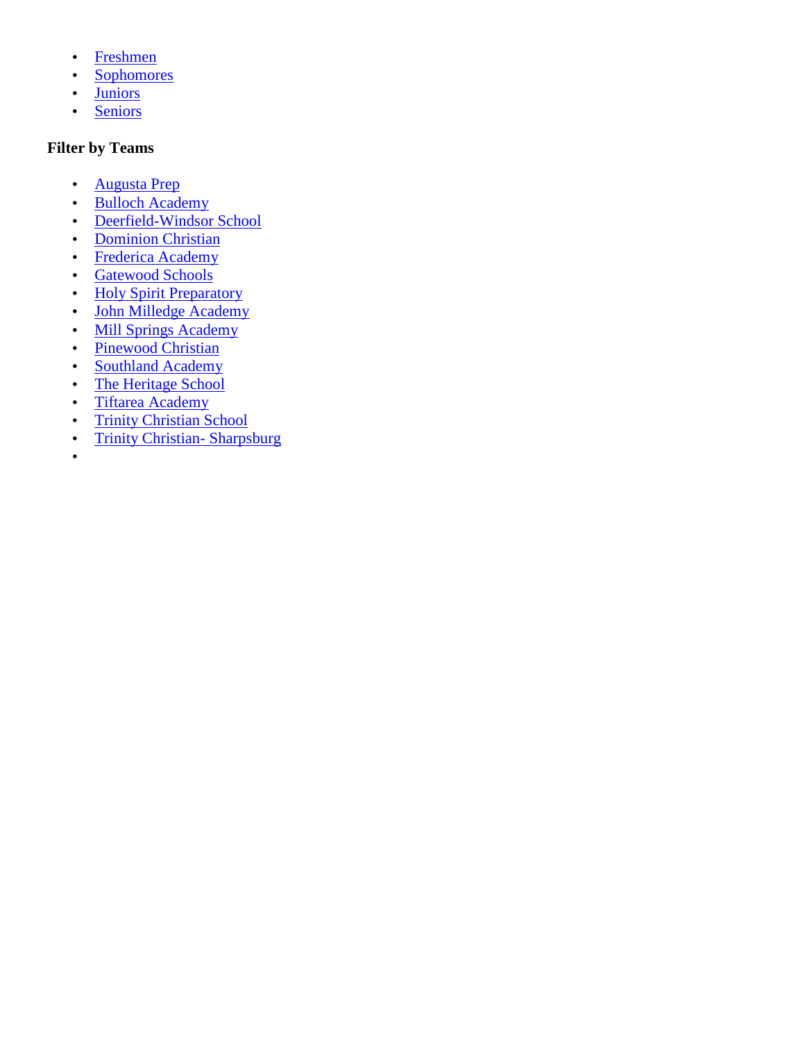- Freshmen
- Sophomores
- Juniors
- Seniors

### Filter by Teams

- Augusta Prep
- Bulloch Academy
- Deerfield-Windsor School
- Dominion Christian
- Frederica Academy
- Gatewood Schools
- Holy Spirit Preparatory
- John Milledge Academy
- Mill Springs Academy
- Pinewood Christian
- Southland Academy
- The Heritage School
- Tiftarea Academy
- Trinity Christian School
- Trinity Christian- Sharpsburg